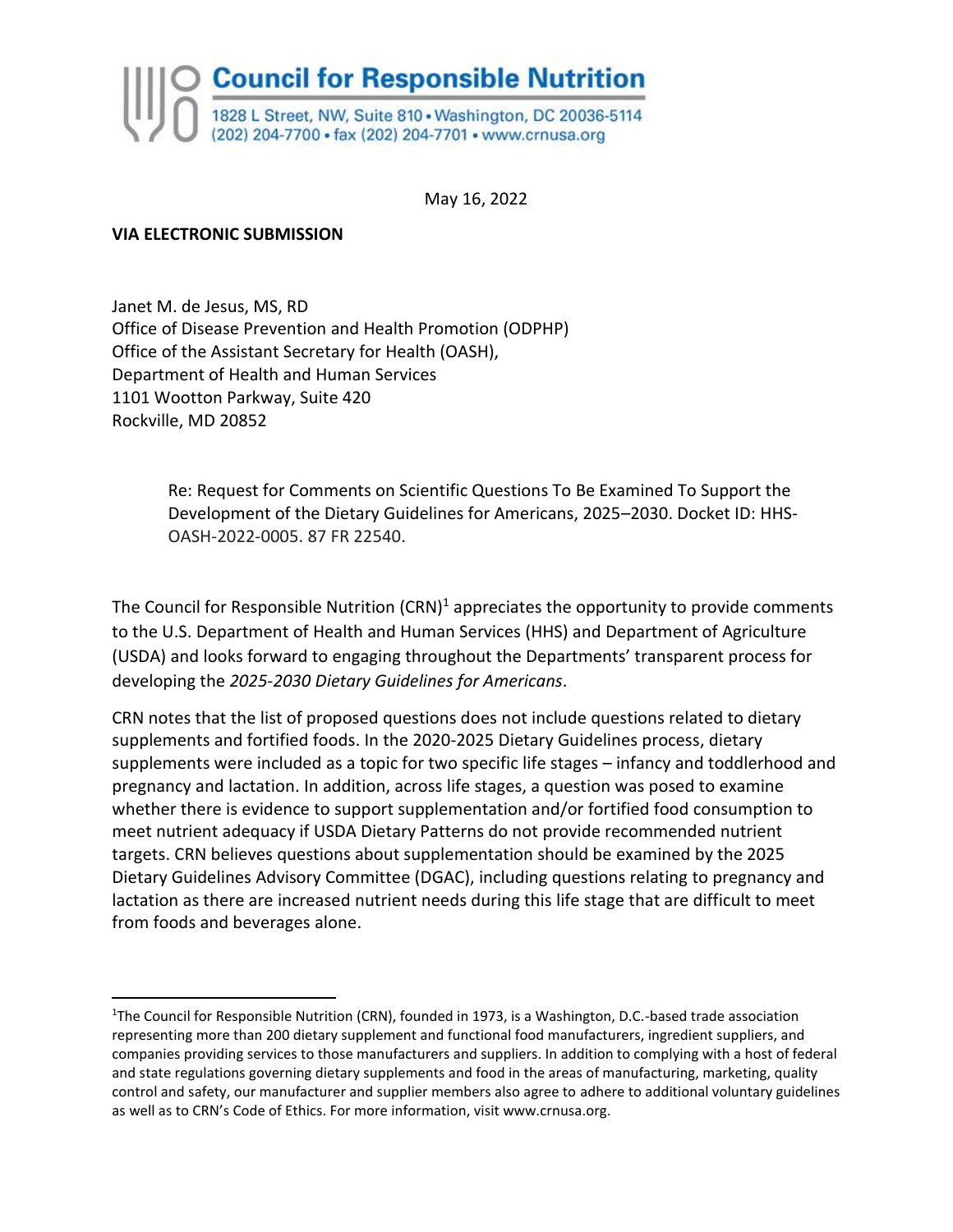# Council for Responsible Nutrition

1828 L Street, NW, Suite 810 • Washington, DC 20036-5114
(202) 204-7700 • fax (202) 204-7701 • www.crnusa.org

May 16, 2022

**VIA ELECTRONIC SUBMISSION**

Janet M. de Jesus, MS, RD
Office of Disease Prevention and Health Promotion (ODPHP)
Office of the Assistant Secretary for Health (OASH),
Department of Health and Human Services
1101 Wootton Parkway, Suite 420
Rockville, MD 20852

> Re: Request for Comments on Scientific Questions To Be Examined To Support the Development of the Dietary Guidelines for Americans, 2025–2030. Docket ID: HHS-OASH-2022-0005. 87 FR 22540.

The Council for Responsible Nutrition (CRN)[1] appreciates the opportunity to provide comments to the U.S. Department of Health and Human Services (HHS) and Department of Agriculture (USDA) and looks forward to engaging throughout the Departments' transparent process for developing the *2025-2030 Dietary Guidelines for Americans*.

CRN notes that the list of proposed questions does not include questions related to dietary supplements and fortified foods. In the 2020-2025 Dietary Guidelines process, dietary supplements were included as a topic for two specific life stages – infancy and toddlerhood and pregnancy and lactation. In addition, across life stages, a question was posed to examine whether there is evidence to support supplementation and/or fortified food consumption to meet nutrient adequacy if USDA Dietary Patterns do not provide recommended nutrient targets. CRN believes questions about supplementation should be examined by the 2025 Dietary Guidelines Advisory Committee (DGAC), including questions relating to pregnancy and lactation as there are increased nutrient needs during this life stage that are difficult to meet from foods and beverages alone.

---

[1]The Council for Responsible Nutrition (CRN), founded in 1973, is a Washington, D.C.-based trade association representing more than 200 dietary supplement and functional food manufacturers, ingredient suppliers, and companies providing services to those manufacturers and suppliers. In addition to complying with a host of federal and state regulations governing dietary supplements and food in the areas of manufacturing, marketing, quality control and safety, our manufacturer and supplier members also agree to adhere to additional voluntary guidelines as well as to CRN's Code of Ethics. For more information, visit www.crnusa.org.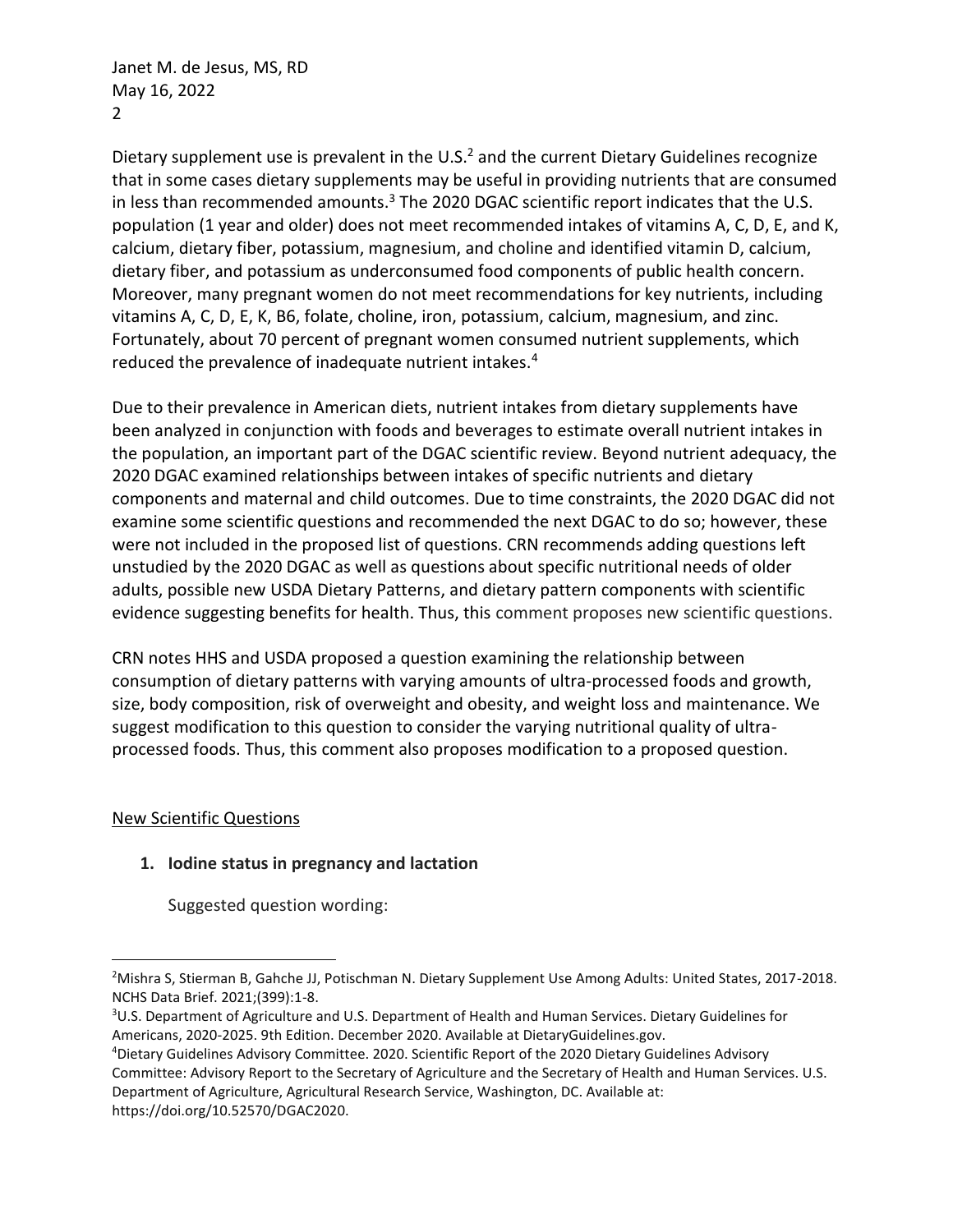Dietary supplement use is prevalent in the U.S.[2] and the current Dietary Guidelines recognize that in some cases dietary supplements may be useful in providing nutrients that are consumed in less than recommended amounts.[3] The 2020 DGAC scientific report indicates that the U.S. population (1 year and older) does not meet recommended intakes of vitamins A, C, D, E, and K, calcium, dietary fiber, potassium, magnesium, and choline and identified vitamin D, calcium, dietary fiber, and potassium as underconsumed food components of public health concern. Moreover, many pregnant women do not meet recommendations for key nutrients, including vitamins A, C, D, E, K, B6, folate, choline, iron, potassium, calcium, magnesium, and zinc. Fortunately, about 70 percent of pregnant women consumed nutrient supplements, which reduced the prevalence of inadequate nutrient intakes.[4]

Due to their prevalence in American diets, nutrient intakes from dietary supplements have been analyzed in conjunction with foods and beverages to estimate overall nutrient intakes in the population, an important part of the DGAC scientific review. Beyond nutrient adequacy, the 2020 DGAC examined relationships between intakes of specific nutrients and dietary components and maternal and child outcomes. Due to time constraints, the 2020 DGAC did not examine some scientific questions and recommended the next DGAC to do so; however, these were not included in the proposed list of questions. CRN recommends adding questions left unstudied by the 2020 DGAC as well as questions about specific nutritional needs of older adults, possible new USDA Dietary Patterns, and dietary pattern components with scientific evidence suggesting benefits for health. Thus, this comment proposes new scientific questions.

CRN notes HHS and USDA proposed a question examining the relationship between consumption of dietary patterns with varying amounts of ultra-processed foods and growth, size, body composition, risk of overweight and obesity, and weight loss and maintenance. We suggest modification to this question to consider the varying nutritional quality of ultra-processed foods. Thus, this comment also proposes modification to a proposed question.

## New Scientific Questions

1. **Iodine status in pregnancy and lactation**

   Suggested question wording:

---

[2] Mishra S, Stierman B, Gahche JJ, Potischman N. Dietary Supplement Use Among Adults: United States, 2017-2018. NCHS Data Brief. 2021;(399):1-8.

[3] U.S. Department of Agriculture and U.S. Department of Health and Human Services. Dietary Guidelines for Americans, 2020-2025. 9th Edition. December 2020. Available at DietaryGuidelines.gov.

[4] Dietary Guidelines Advisory Committee. 2020. Scientific Report of the 2020 Dietary Guidelines Advisory Committee: Advisory Report to the Secretary of Agriculture and the Secretary of Health and Human Services. U.S. Department of Agriculture, Agricultural Research Service, Washington, DC. Available at: https://doi.org/10.52570/DGAC2020.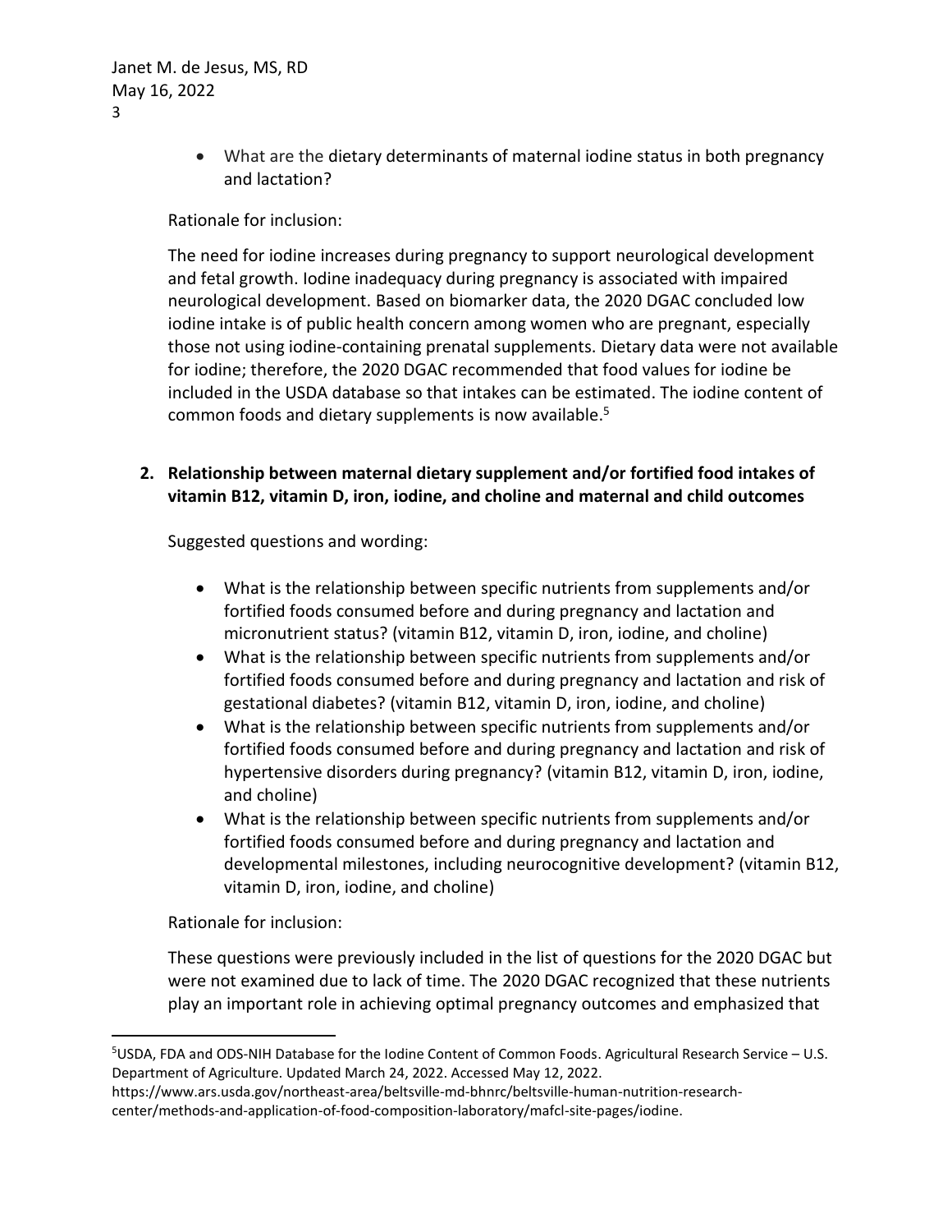- What are the dietary determinants of maternal iodine status in both pregnancy and lactation?

Rationale for inclusion:

The need for iodine increases during pregnancy to support neurological development and fetal growth. Iodine inadequacy during pregnancy is associated with impaired neurological development. Based on biomarker data, the 2020 DGAC concluded low iodine intake is of public health concern among women who are pregnant, especially those not using iodine-containing prenatal supplements. Dietary data were not available for iodine; therefore, the 2020 DGAC recommended that food values for iodine be included in the USDA database so that intakes can be estimated. The iodine content of common foods and dietary supplements is now available.[5]

**2. Relationship between maternal dietary supplement and/or fortified food intakes of vitamin B12, vitamin D, iron, iodine, and choline and maternal and child outcomes**

Suggested questions and wording:

- What is the relationship between specific nutrients from supplements and/or fortified foods consumed before and during pregnancy and lactation and micronutrient status? (vitamin B12, vitamin D, iron, iodine, and choline)
- What is the relationship between specific nutrients from supplements and/or fortified foods consumed before and during pregnancy and lactation and risk of gestational diabetes? (vitamin B12, vitamin D, iron, iodine, and choline)
- What is the relationship between specific nutrients from supplements and/or fortified foods consumed before and during pregnancy and lactation and risk of hypertensive disorders during pregnancy? (vitamin B12, vitamin D, iron, iodine, and choline)
- What is the relationship between specific nutrients from supplements and/or fortified foods consumed before and during pregnancy and lactation and developmental milestones, including neurocognitive development? (vitamin B12, vitamin D, iron, iodine, and choline)

Rationale for inclusion:

These questions were previously included in the list of questions for the 2020 DGAC but were not examined due to lack of time. The 2020 DGAC recognized that these nutrients play an important role in achieving optimal pregnancy outcomes and emphasized that

[5]USDA, FDA and ODS-NIH Database for the Iodine Content of Common Foods. Agricultural Research Service – U.S. Department of Agriculture. Updated March 24, 2022. Accessed May 12, 2022. https://www.ars.usda.gov/northeast-area/beltsville-md-bhnrc/beltsville-human-nutrition-research-center/methods-and-application-of-food-composition-laboratory/mafcl-site-pages/iodine.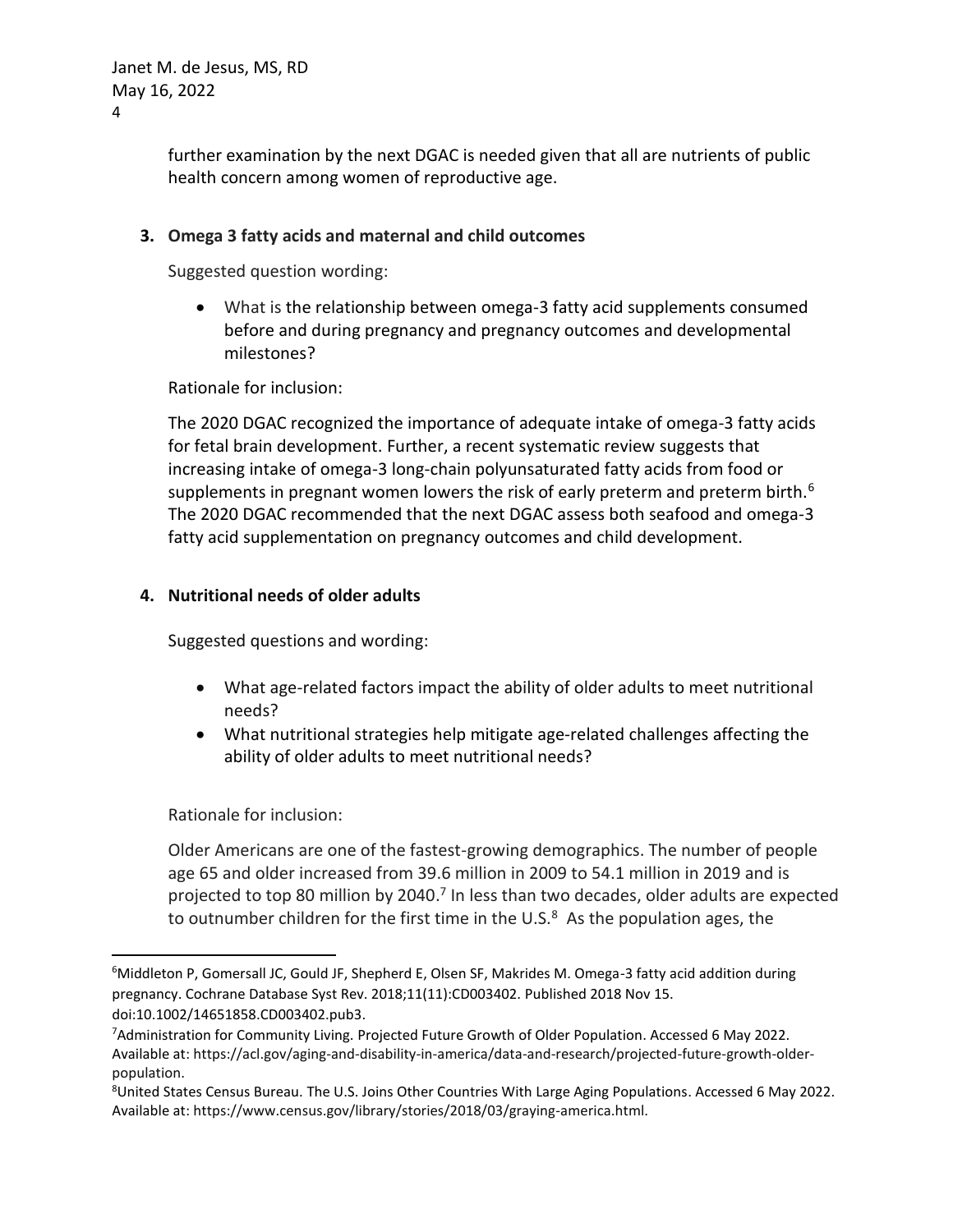further examination by the next DGAC is needed given that all are nutrients of public health concern among women of reproductive age.

**3. Omega 3 fatty acids and maternal and child outcomes**

Suggested question wording:

- What is the relationship between omega-3 fatty acid supplements consumed before and during pregnancy and pregnancy outcomes and developmental milestones?

Rationale for inclusion:

The 2020 DGAC recognized the importance of adequate intake of omega-3 fatty acids for fetal brain development. Further, a recent systematic review suggests that increasing intake of omega-3 long-chain polyunsaturated fatty acids from food or supplements in pregnant women lowers the risk of early preterm and preterm birth.[6] The 2020 DGAC recommended that the next DGAC assess both seafood and omega-3 fatty acid supplementation on pregnancy outcomes and child development.

**4. Nutritional needs of older adults**

Suggested questions and wording:

- What age-related factors impact the ability of older adults to meet nutritional needs?
- What nutritional strategies help mitigate age-related challenges affecting the ability of older adults to meet nutritional needs?

Rationale for inclusion:

Older Americans are one of the fastest-growing demographics. The number of people age 65 and older increased from 39.6 million in 2009 to 54.1 million in 2019 and is projected to top 80 million by 2040.[7] In less than two decades, older adults are expected to outnumber children for the first time in the U.S.[8] As the population ages, the

---

[6] Middleton P, Gomersall JC, Gould JF, Shepherd E, Olsen SF, Makrides M. Omega-3 fatty acid addition during pregnancy. Cochrane Database Syst Rev. 2018;11(11):CD003402. Published 2018 Nov 15. doi:10.1002/14651858.CD003402.pub3.

[7] Administration for Community Living. Projected Future Growth of Older Population. Accessed 6 May 2022. Available at: https://acl.gov/aging-and-disability-in-america/data-and-research/projected-future-growth-older-population.

[8] United States Census Bureau. The U.S. Joins Other Countries With Large Aging Populations. Accessed 6 May 2022. Available at: https://www.census.gov/library/stories/2018/03/graying-america.html.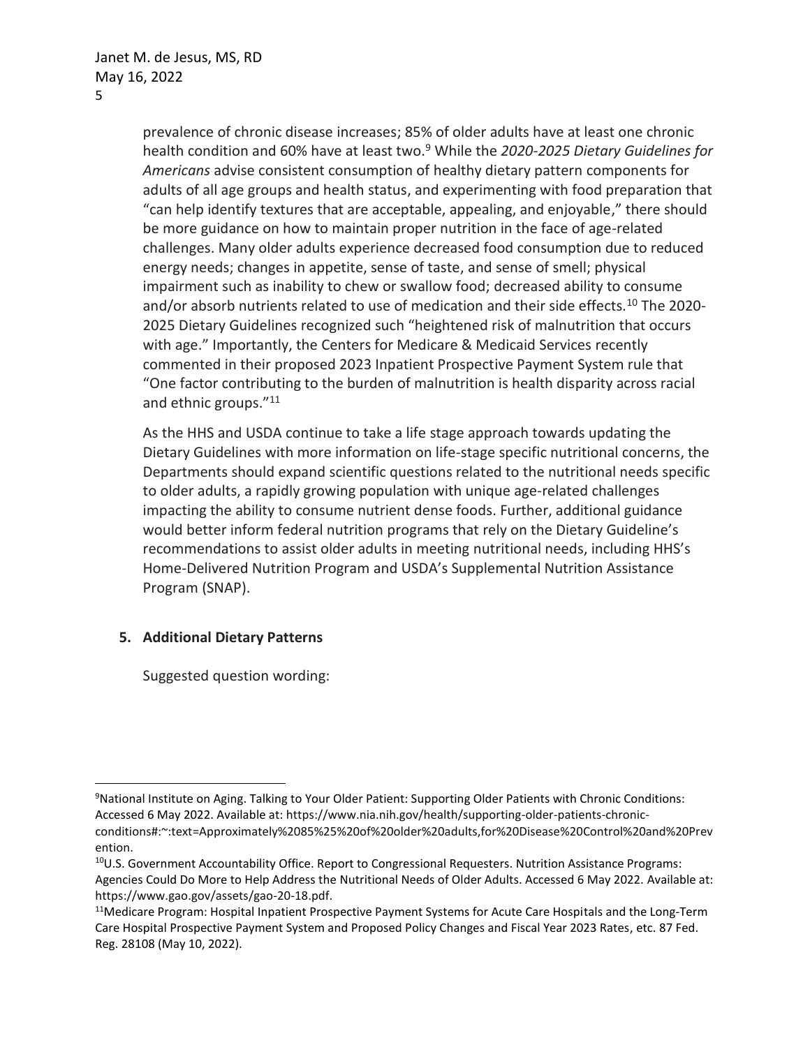prevalence of chronic disease increases; 85% of older adults have at least one chronic health condition and 60% have at least two.[9] While the *2020-2025 Dietary Guidelines for Americans* advise consistent consumption of healthy dietary pattern components for adults of all age groups and health status, and experimenting with food preparation that "can help identify textures that are acceptable, appealing, and enjoyable," there should be more guidance on how to maintain proper nutrition in the face of age-related challenges. Many older adults experience decreased food consumption due to reduced energy needs; changes in appetite, sense of taste, and sense of smell; physical impairment such as inability to chew or swallow food; decreased ability to consume and/or absorb nutrients related to use of medication and their side effects.[10] The 2020-2025 Dietary Guidelines recognized such "heightened risk of malnutrition that occurs with age." Importantly, the Centers for Medicare & Medicaid Services recently commented in their proposed 2023 Inpatient Prospective Payment System rule that "One factor contributing to the burden of malnutrition is health disparity across racial and ethnic groups."[11]

As the HHS and USDA continue to take a life stage approach towards updating the Dietary Guidelines with more information on life-stage specific nutritional concerns, the Departments should expand scientific questions related to the nutritional needs specific to older adults, a rapidly growing population with unique age-related challenges impacting the ability to consume nutrient dense foods. Further, additional guidance would better inform federal nutrition programs that rely on the Dietary Guideline's recommendations to assist older adults in meeting nutritional needs, including HHS's Home-Delivered Nutrition Program and USDA's Supplemental Nutrition Assistance Program (SNAP).

**5. Additional Dietary Patterns**

Suggested question wording:

---

[9]National Institute on Aging. Talking to Your Older Patient: Supporting Older Patients with Chronic Conditions: Accessed 6 May 2022. Available at: https://www.nia.nih.gov/health/supporting-older-patients-chronic-conditions#:~:text=Approximately%2085%25%20of%20older%20adults,for%20Disease%20Control%20and%20Prevention.

[10]U.S. Government Accountability Office. Report to Congressional Requesters. Nutrition Assistance Programs: Agencies Could Do More to Help Address the Nutritional Needs of Older Adults. Accessed 6 May 2022. Available at: https://www.gao.gov/assets/gao-20-18.pdf.

[11]Medicare Program: Hospital Inpatient Prospective Payment Systems for Acute Care Hospitals and the Long-Term Care Hospital Prospective Payment System and Proposed Policy Changes and Fiscal Year 2023 Rates, etc. 87 Fed. Reg. 28108 (May 10, 2022).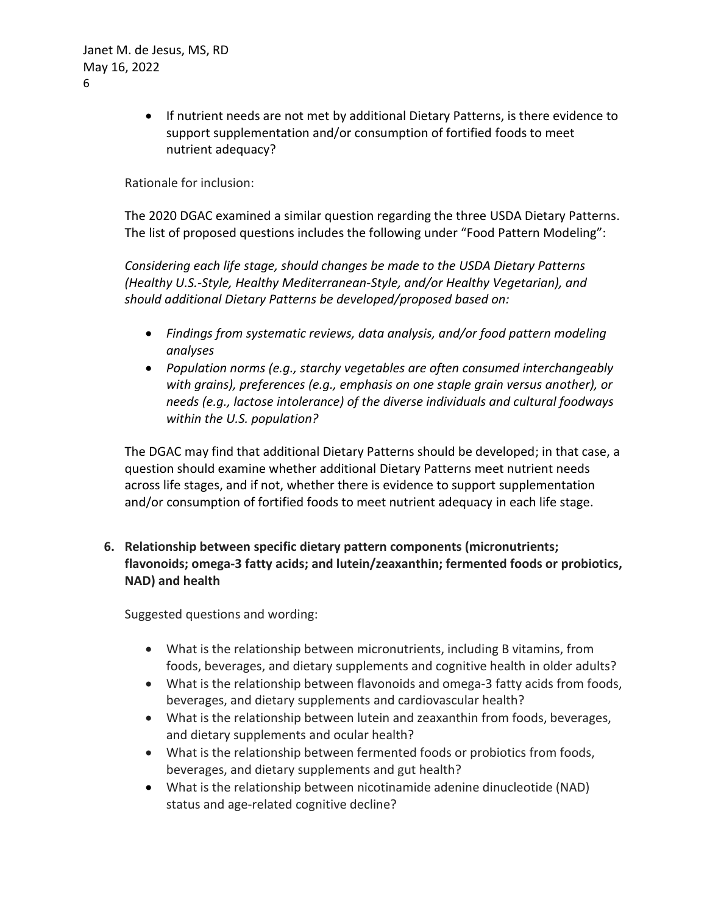- If nutrient needs are not met by additional Dietary Patterns, is there evidence to support supplementation and/or consumption of fortified foods to meet nutrient adequacy?

Rationale for inclusion:

The 2020 DGAC examined a similar question regarding the three USDA Dietary Patterns. The list of proposed questions includes the following under "Food Pattern Modeling":

*Considering each life stage, should changes be made to the USDA Dietary Patterns (Healthy U.S.-Style, Healthy Mediterranean-Style, and/or Healthy Vegetarian), and should additional Dietary Patterns be developed/proposed based on:*

- *Findings from systematic reviews, data analysis, and/or food pattern modeling analyses*
- *Population norms (e.g., starchy vegetables are often consumed interchangeably with grains), preferences (e.g., emphasis on one staple grain versus another), or needs (e.g., lactose intolerance) of the diverse individuals and cultural foodways within the U.S. population?*

The DGAC may find that additional Dietary Patterns should be developed; in that case, a question should examine whether additional Dietary Patterns meet nutrient needs across life stages, and if not, whether there is evidence to support supplementation and/or consumption of fortified foods to meet nutrient adequacy in each life stage.

**6. Relationship between specific dietary pattern components (micronutrients; flavonoids; omega-3 fatty acids; and lutein/zeaxanthin; fermented foods or probiotics, NAD) and health**

Suggested questions and wording:

- What is the relationship between micronutrients, including B vitamins, from foods, beverages, and dietary supplements and cognitive health in older adults?
- What is the relationship between flavonoids and omega-3 fatty acids from foods, beverages, and dietary supplements and cardiovascular health?
- What is the relationship between lutein and zeaxanthin from foods, beverages, and dietary supplements and ocular health?
- What is the relationship between fermented foods or probiotics from foods, beverages, and dietary supplements and gut health?
- What is the relationship between nicotinamide adenine dinucleotide (NAD) status and age-related cognitive decline?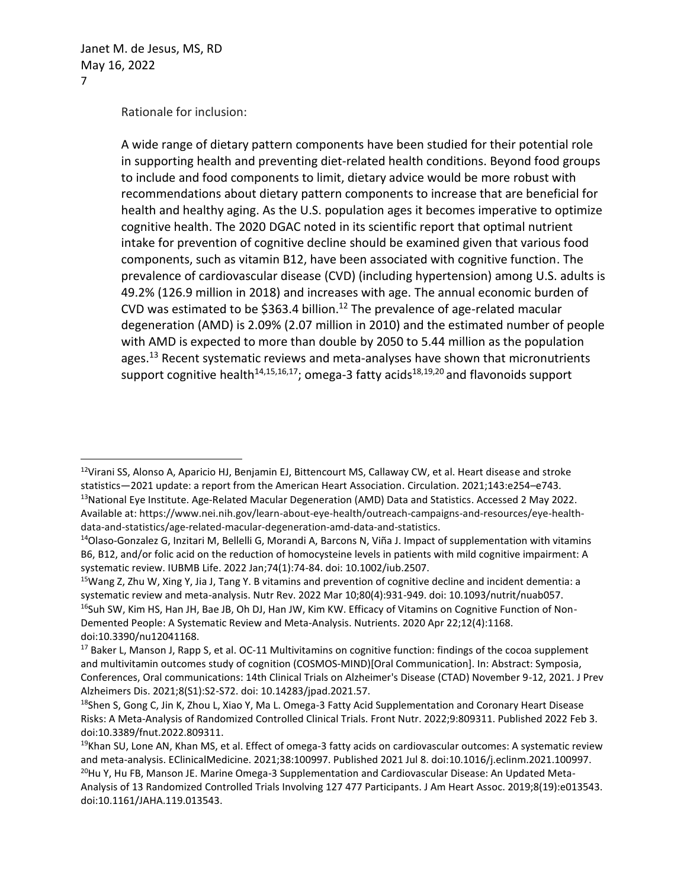Rationale for inclusion:

A wide range of dietary pattern components have been studied for their potential role in supporting health and preventing diet-related health conditions. Beyond food groups to include and food components to limit, dietary advice would be more robust with recommendations about dietary pattern components to increase that are beneficial for health and healthy aging. As the U.S. population ages it becomes imperative to optimize cognitive health. The 2020 DGAC noted in its scientific report that optimal nutrient intake for prevention of cognitive decline should be examined given that various food components, such as vitamin B12, have been associated with cognitive function. The prevalence of cardiovascular disease (CVD) (including hypertension) among U.S. adults is 49.2% (126.9 million in 2018) and increases with age. The annual economic burden of CVD was estimated to be $363.4 billion.[12] The prevalence of age-related macular degeneration (AMD) is 2.09% (2.07 million in 2010) and the estimated number of people with AMD is expected to more than double by 2050 to 5.44 million as the population ages.[13] Recent systematic reviews and meta-analyses have shown that micronutrients support cognitive health[14,15,16,17]; omega-3 fatty acids[18,19,20] and flavonoids support

---

[12] Virani SS, Alonso A, Aparicio HJ, Benjamin EJ, Bittencourt MS, Callaway CW, et al. Heart disease and stroke statistics—2021 update: a report from the American Heart Association. Circulation. 2021;143:e254–e743.

[13] National Eye Institute. Age-Related Macular Degeneration (AMD) Data and Statistics. Accessed 2 May 2022. Available at: https://www.nei.nih.gov/learn-about-eye-health/outreach-campaigns-and-resources/eye-health-data-and-statistics/age-related-macular-degeneration-amd-data-and-statistics.

[14] Olaso-Gonzalez G, Inzitari M, Bellelli G, Morandi A, Barcons N, Viña J. Impact of supplementation with vitamins B6, B12, and/or folic acid on the reduction of homocysteine levels in patients with mild cognitive impairment: A systematic review. IUBMB Life. 2022 Jan;74(1):74-84. doi: 10.1002/iub.2507.

[15] Wang Z, Zhu W, Xing Y, Jia J, Tang Y. B vitamins and prevention of cognitive decline and incident dementia: a systematic review and meta-analysis. Nutr Rev. 2022 Mar 10;80(4):931-949. doi: 10.1093/nutrit/nuab057.

[16] Suh SW, Kim HS, Han JH, Bae JB, Oh DJ, Han JW, Kim KW. Efficacy of Vitamins on Cognitive Function of Non-Demented People: A Systematic Review and Meta-Analysis. Nutrients. 2020 Apr 22;12(4):1168. doi:10.3390/nu12041168.

[17] Baker L, Manson J, Rapp S, et al. OC-11 Multivitamins on cognitive function: findings of the cocoa supplement and multivitamin outcomes study of cognition (COSMOS-MIND)[Oral Communication]. In: Abstract: Symposia, Conferences, Oral communications: 14th Clinical Trials on Alzheimer's Disease (CTAD) November 9-12, 2021. J Prev Alzheimers Dis. 2021;8(S1):S2-S72. doi: 10.14283/jpad.2021.57.

[18] Shen S, Gong C, Jin K, Zhou L, Xiao Y, Ma L. Omega-3 Fatty Acid Supplementation and Coronary Heart Disease Risks: A Meta-Analysis of Randomized Controlled Clinical Trials. Front Nutr. 2022;9:809311. Published 2022 Feb 3. doi:10.3389/fnut.2022.809311.

[19] Khan SU, Lone AN, Khan MS, et al. Effect of omega-3 fatty acids on cardiovascular outcomes: A systematic review and meta-analysis. EClinicalMedicine. 2021;38:100997. Published 2021 Jul 8. doi:10.1016/j.eclinm.2021.100997.

[20] Hu Y, Hu FB, Manson JE. Marine Omega-3 Supplementation and Cardiovascular Disease: An Updated Meta-Analysis of 13 Randomized Controlled Trials Involving 127 477 Participants. J Am Heart Assoc. 2019;8(19):e013543. doi:10.1161/JAHA.119.013543.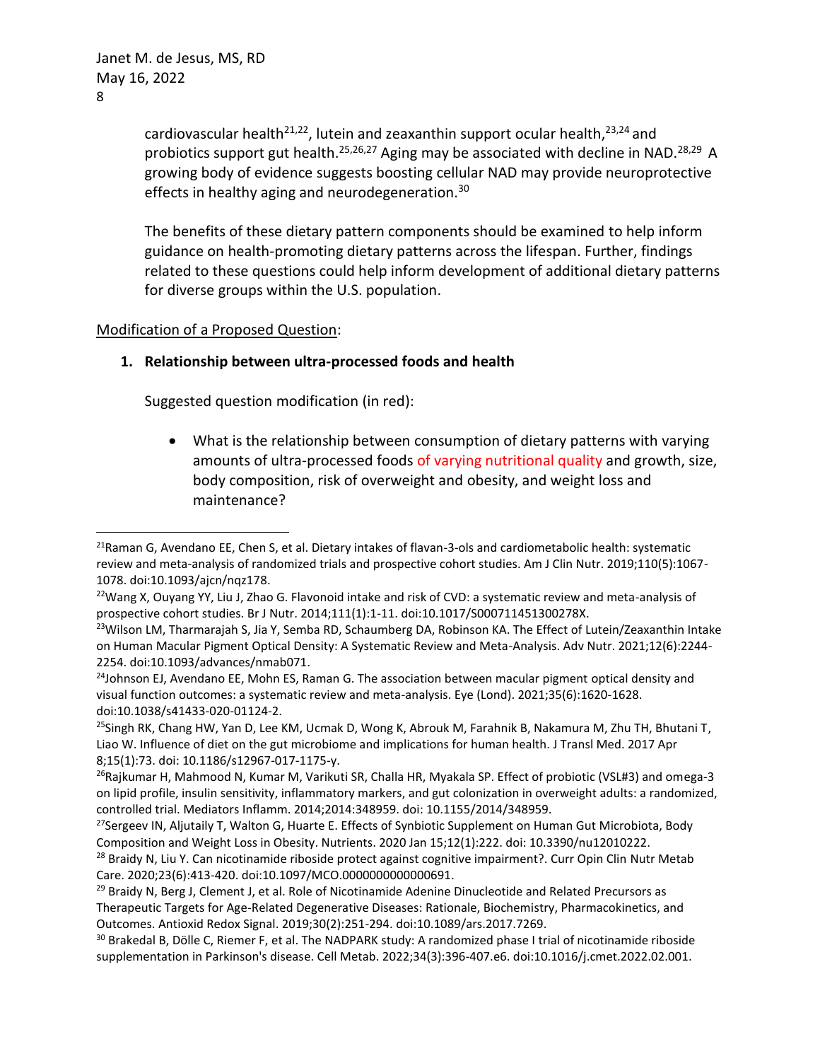cardiovascular health[21,22], lutein and zeaxanthin support ocular health,[23,24] and probiotics support gut health.[25,26,27] Aging may be associated with decline in NAD.[28,29] A growing body of evidence suggests boosting cellular NAD may provide neuroprotective effects in healthy aging and neurodegeneration.[30]

The benefits of these dietary pattern components should be examined to help inform guidance on health-promoting dietary patterns across the lifespan. Further, findings related to these questions could help inform development of additional dietary patterns for diverse groups within the U.S. population.

Modification of a Proposed Question:

1. **Relationship between ultra-processed foods and health**

   Suggested question modification (in red):

   - What is the relationship between consumption of dietary patterns with varying amounts of ultra-processed foods of varying nutritional quality and growth, size, body composition, risk of overweight and obesity, and weight loss and maintenance?

---

[21]Raman G, Avendano EE, Chen S, et al. Dietary intakes of flavan-3-ols and cardiometabolic health: systematic review and meta-analysis of randomized trials and prospective cohort studies. Am J Clin Nutr. 2019;110(5):1067-1078. doi:10.1093/ajcn/nqz178.

[22]Wang X, Ouyang YY, Liu J, Zhao G. Flavonoid intake and risk of CVD: a systematic review and meta-analysis of prospective cohort studies. Br J Nutr. 2014;111(1):1-11. doi:10.1017/S000711451300278X.

[23]Wilson LM, Tharmarajah S, Jia Y, Semba RD, Schaumberg DA, Robinson KA. The Effect of Lutein/Zeaxanthin Intake on Human Macular Pigment Optical Density: A Systematic Review and Meta-Analysis. Adv Nutr. 2021;12(6):2244-2254. doi:10.1093/advances/nmab071.

[24]Johnson EJ, Avendano EE, Mohn ES, Raman G. The association between macular pigment optical density and visual function outcomes: a systematic review and meta-analysis. Eye (Lond). 2021;35(6):1620-1628. doi:10.1038/s41433-020-01124-2.

[25]Singh RK, Chang HW, Yan D, Lee KM, Ucmak D, Wong K, Abrouk M, Farahnik B, Nakamura M, Zhu TH, Bhutani T, Liao W. Influence of diet on the gut microbiome and implications for human health. J Transl Med. 2017 Apr 8;15(1):73. doi: 10.1186/s12967-017-1175-y.

[26]Rajkumar H, Mahmood N, Kumar M, Varikuti SR, Challa HR, Myakala SP. Effect of probiotic (VSL#3) and omega-3 on lipid profile, insulin sensitivity, inflammatory markers, and gut colonization in overweight adults: a randomized, controlled trial. Mediators Inflamm. 2014;2014:348959. doi: 10.1155/2014/348959.

[27]Sergeev IN, Aljutaily T, Walton G, Huarte E. Effects of Synbiotic Supplement on Human Gut Microbiota, Body Composition and Weight Loss in Obesity. Nutrients. 2020 Jan 15;12(1):222. doi: 10.3390/nu12010222.

[28] Braidy N, Liu Y. Can nicotinamide riboside protect against cognitive impairment?. Curr Opin Clin Nutr Metab Care. 2020;23(6):413-420. doi:10.1097/MCO.0000000000000691.

[29] Braidy N, Berg J, Clement J, et al. Role of Nicotinamide Adenine Dinucleotide and Related Precursors as Therapeutic Targets for Age-Related Degenerative Diseases: Rationale, Biochemistry, Pharmacokinetics, and Outcomes. Antioxid Redox Signal. 2019;30(2):251-294. doi:10.1089/ars.2017.7269.

[30] Brakedal B, Dölle C, Riemer F, et al. The NADPARK study: A randomized phase I trial of nicotinamide riboside supplementation in Parkinson's disease. Cell Metab. 2022;34(3):396-407.e6. doi:10.1016/j.cmet.2022.02.001.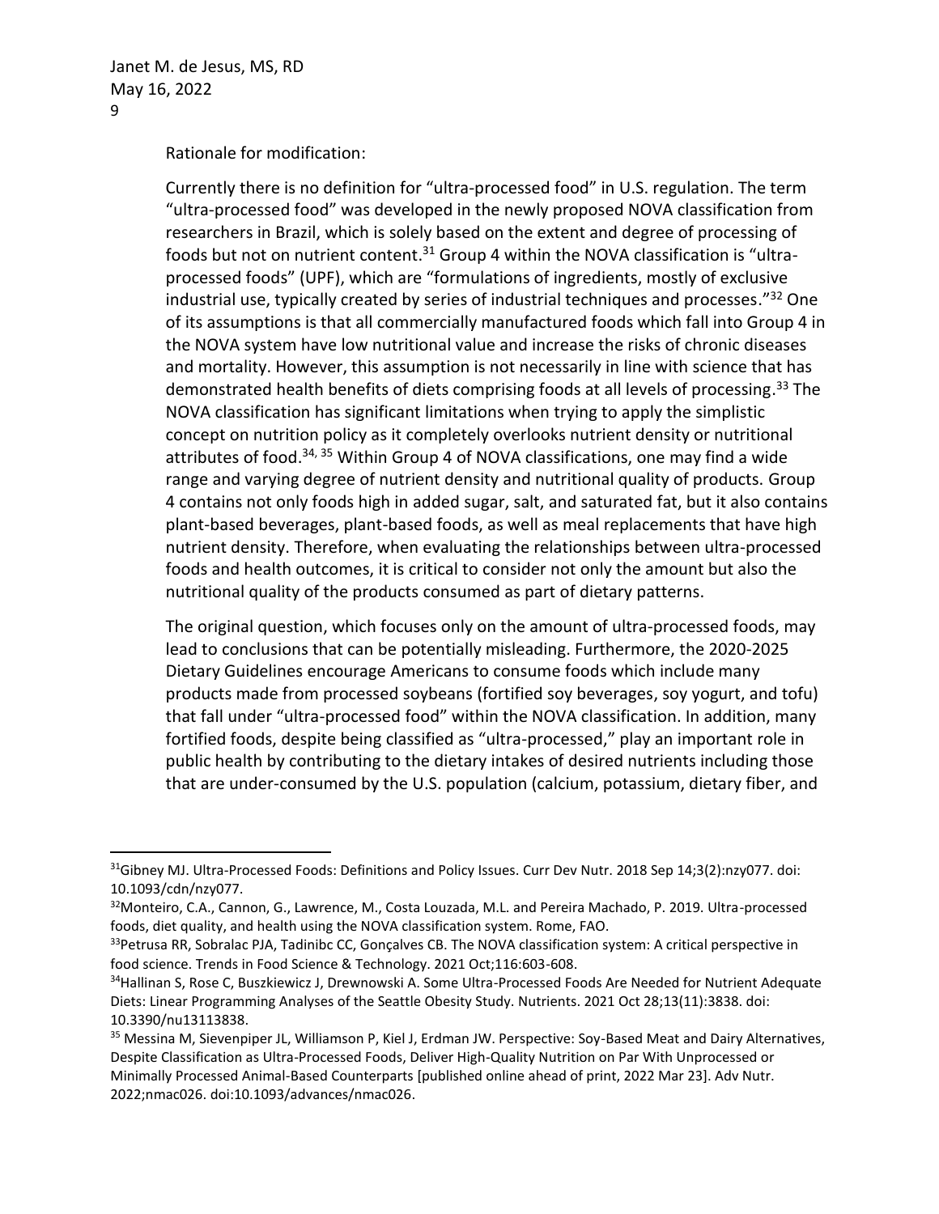Rationale for modification:

Currently there is no definition for "ultra-processed food" in U.S. regulation. The term "ultra-processed food" was developed in the newly proposed NOVA classification from researchers in Brazil, which is solely based on the extent and degree of processing of foods but not on nutrient content.[31] Group 4 within the NOVA classification is "ultra-processed foods" (UPF), which are "formulations of ingredients, mostly of exclusive industrial use, typically created by series of industrial techniques and processes."[32] One of its assumptions is that all commercially manufactured foods which fall into Group 4 in the NOVA system have low nutritional value and increase the risks of chronic diseases and mortality. However, this assumption is not necessarily in line with science that has demonstrated health benefits of diets comprising foods at all levels of processing.[33] The NOVA classification has significant limitations when trying to apply the simplistic concept on nutrition policy as it completely overlooks nutrient density or nutritional attributes of food.[34, 35] Within Group 4 of NOVA classifications, one may find a wide range and varying degree of nutrient density and nutritional quality of products. Group 4 contains not only foods high in added sugar, salt, and saturated fat, but it also contains plant-based beverages, plant-based foods, as well as meal replacements that have high nutrient density. Therefore, when evaluating the relationships between ultra-processed foods and health outcomes, it is critical to consider not only the amount but also the nutritional quality of the products consumed as part of dietary patterns.

The original question, which focuses only on the amount of ultra-processed foods, may lead to conclusions that can be potentially misleading. Furthermore, the 2020-2025 Dietary Guidelines encourage Americans to consume foods which include many products made from processed soybeans (fortified soy beverages, soy yogurt, and tofu) that fall under "ultra-processed food" within the NOVA classification. In addition, many fortified foods, despite being classified as "ultra-processed," play an important role in public health by contributing to the dietary intakes of desired nutrients including those that are under-consumed by the U.S. population (calcium, potassium, dietary fiber, and

---

[31]Gibney MJ. Ultra-Processed Foods: Definitions and Policy Issues. Curr Dev Nutr. 2018 Sep 14;3(2):nzy077. doi: 10.1093/cdn/nzy077.

[32]Monteiro, C.A., Cannon, G., Lawrence, M., Costa Louzada, M.L. and Pereira Machado, P. 2019. Ultra-processed foods, diet quality, and health using the NOVA classification system. Rome, FAO.

[33]Petrusa RR, Sobralac PJA, Tadinibc CC, Gonçalves CB. The NOVA classification system: A critical perspective in food science. Trends in Food Science & Technology. 2021 Oct;116:603-608.

[34]Hallinan S, Rose C, Buszkiewicz J, Drewnowski A. Some Ultra-Processed Foods Are Needed for Nutrient Adequate Diets: Linear Programming Analyses of the Seattle Obesity Study. Nutrients. 2021 Oct 28;13(11):3838. doi: 10.3390/nu13113838.

[35] Messina M, Sievenpiper JL, Williamson P, Kiel J, Erdman JW. Perspective: Soy-Based Meat and Dairy Alternatives, Despite Classification as Ultra-Processed Foods, Deliver High-Quality Nutrition on Par With Unprocessed or Minimally Processed Animal-Based Counterparts [published online ahead of print, 2022 Mar 23]. Adv Nutr. 2022;nmac026. doi:10.1093/advances/nmac026.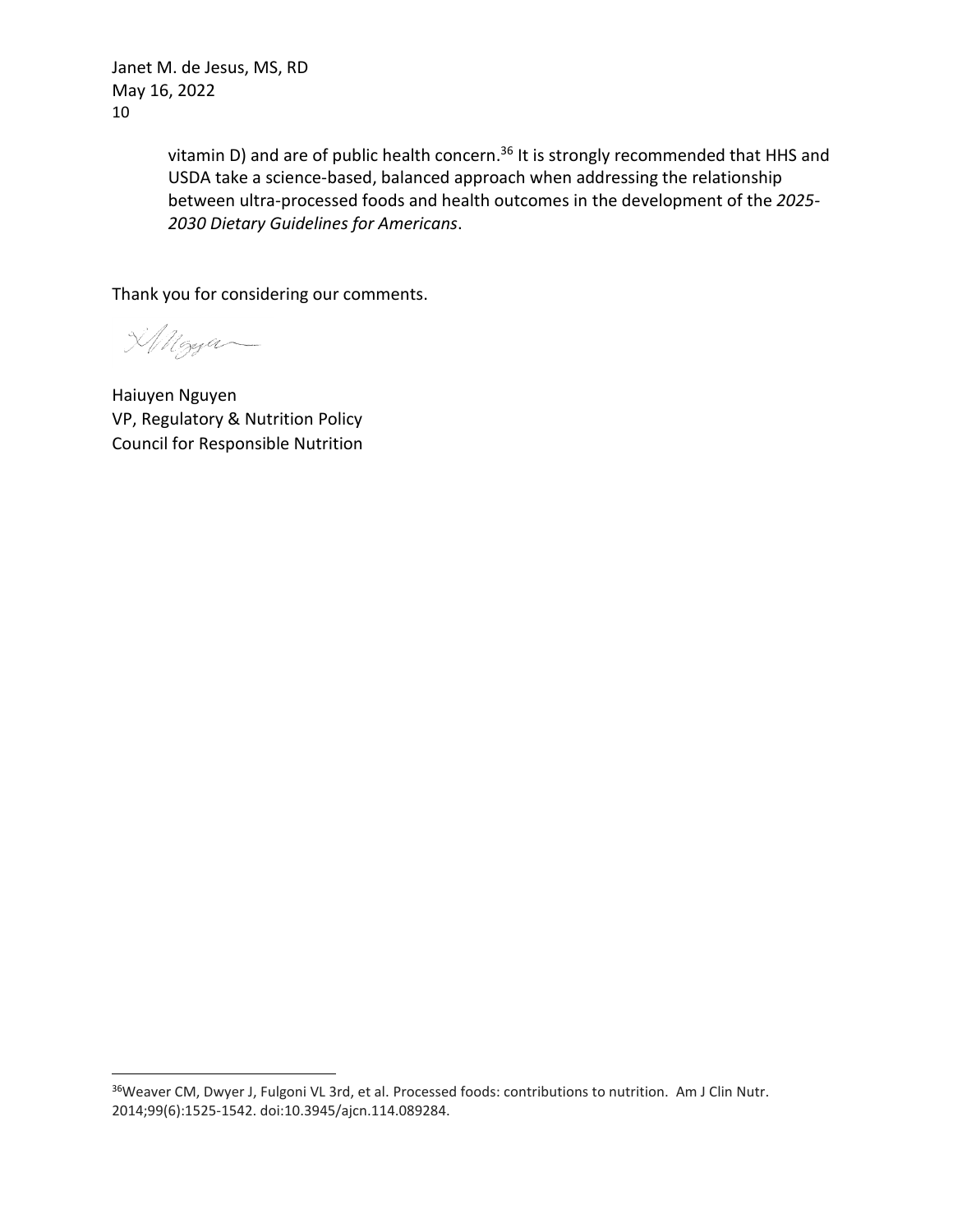vitamin D) and are of public health concern.[36] It is strongly recommended that HHS and USDA take a science-based, balanced approach when addressing the relationship between ultra-processed foods and health outcomes in the development of the *2025-2030 Dietary Guidelines for Americans*.

Thank you for considering our comments.

Haiuyen Nguyen
VP, Regulatory & Nutrition Policy
Council for Responsible Nutrition

---

[36]Weaver CM, Dwyer J, Fulgoni VL 3rd, et al. Processed foods: contributions to nutrition. Am J Clin Nutr. 2014;99(6):1525-1542. doi:10.3945/ajcn.114.089284.